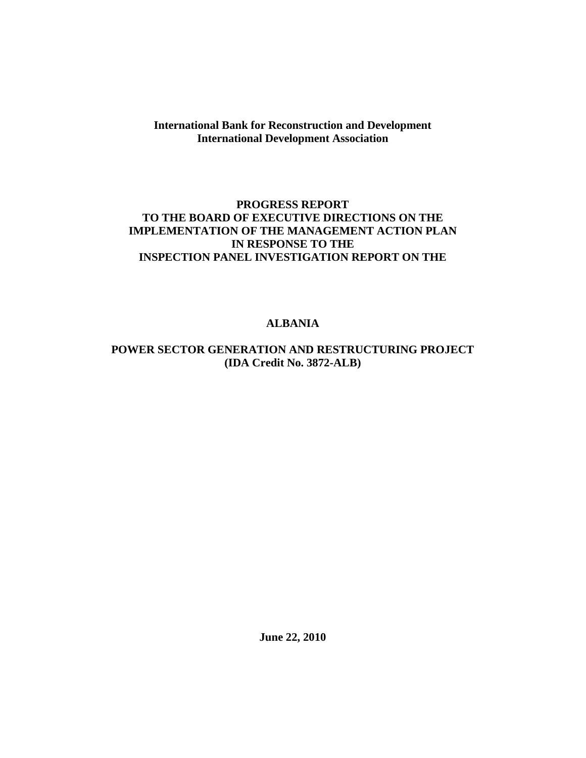**International Bank for Reconstruction and Development**
**International Development Association**

# PROGRESS REPORT TO THE BOARD OF EXECUTIVE DIRECTIONS ON THE IMPLEMENTATION OF THE MANAGEMENT ACTION PLAN IN RESPONSE TO THE INSPECTION PANEL INVESTIGATION REPORT ON THE

## ALBANIA

## POWER SECTOR GENERATION AND RESTRUCTURING PROJECT (IDA Credit No. 3872-ALB)

**June 22, 2010**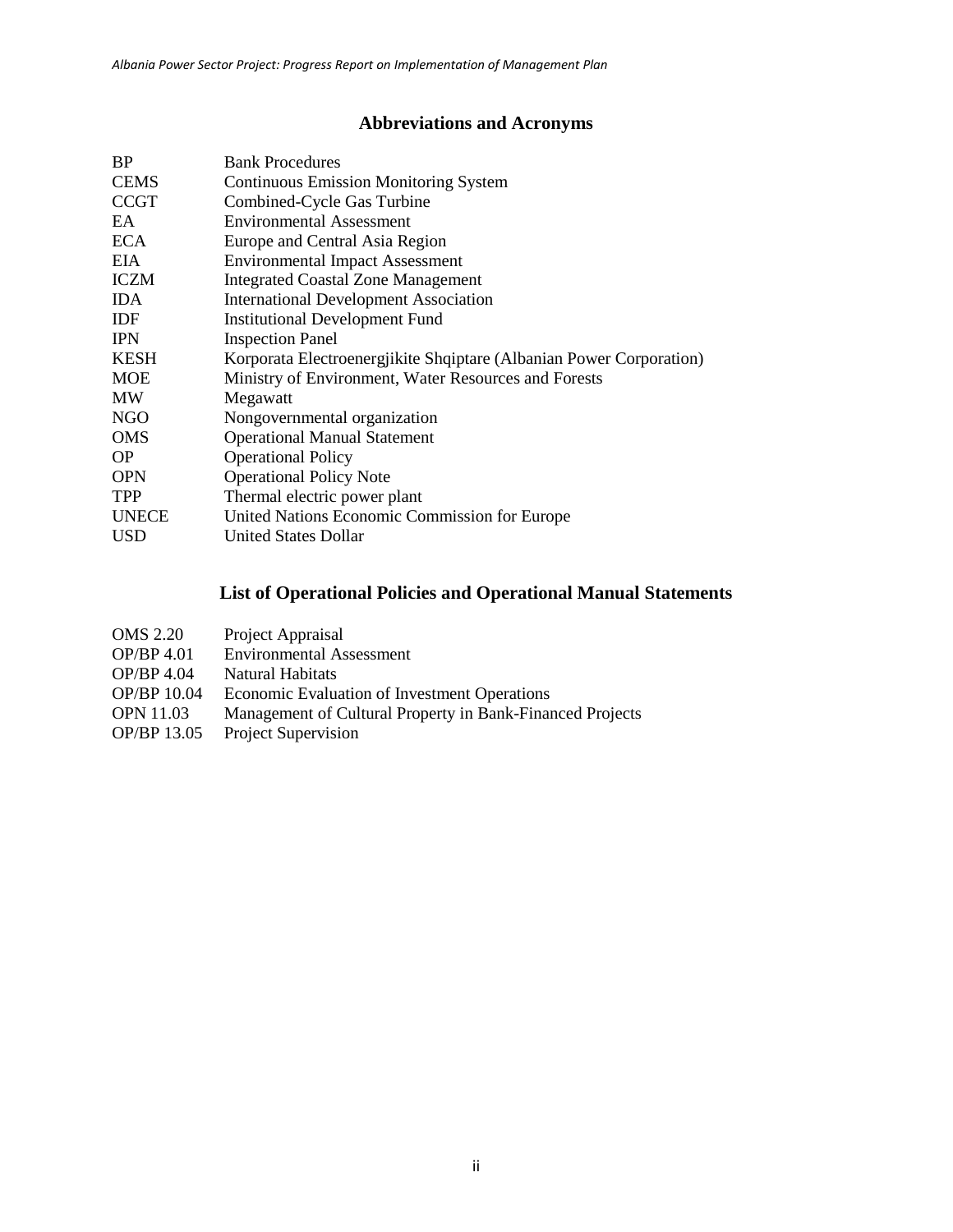## Abbreviations and Acronyms

| | |
|---|---|
| BP | Bank Procedures |
| CEMS | Continuous Emission Monitoring System |
| CCGT | Combined-Cycle Gas Turbine |
| EA | Environmental Assessment |
| ECA | Europe and Central Asia Region |
| EIA | Environmental Impact Assessment |
| ICZM | Integrated Coastal Zone Management |
| IDA | International Development Association |
| IDF | Institutional Development Fund |
| IPN | Inspection Panel |
| KESH | Korporata Electroenergjikite Shqiptare (Albanian Power Corporation) |
| MOE | Ministry of Environment, Water Resources and Forests |
| MW | Megawatt |
| NGO | Nongovernmental organization |
| OMS | Operational Manual Statement |
| OP | Operational Policy |
| OPN | Operational Policy Note |
| TPP | Thermal electric power plant |
| UNECE | United Nations Economic Commission for Europe |
| USD | United States Dollar |

## List of Operational Policies and Operational Manual Statements

| | |
|---|---|
| OMS 2.20 | Project Appraisal |
| OP/BP 4.01 | Environmental Assessment |
| OP/BP 4.04 | Natural Habitats |
| OP/BP 10.04 | Economic Evaluation of Investment Operations |
| OPN 11.03 | Management of Cultural Property in Bank-Financed Projects |
| OP/BP 13.05 | Project Supervision |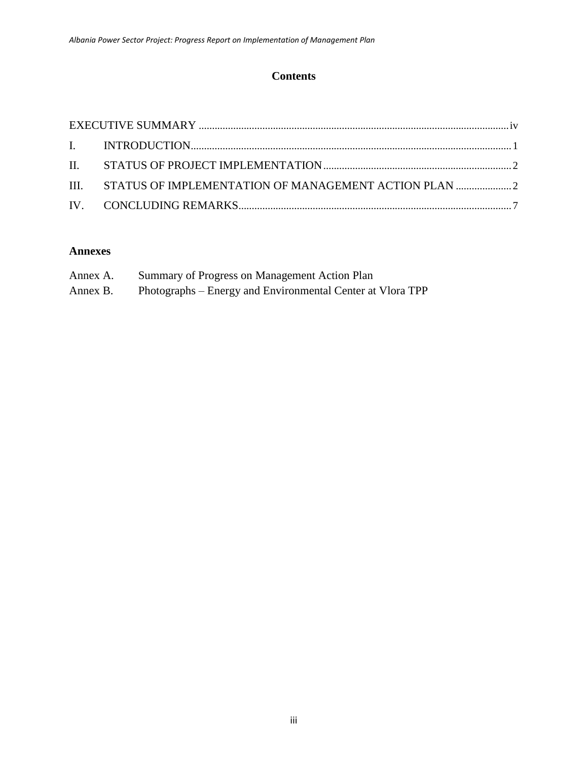# Contents

| | | |
|---|---|---|
| EXECUTIVE SUMMARY | | iv |
| I. | INTRODUCTION | 1 |
| II. | STATUS OF PROJECT IMPLEMENTATION | 2 |
| III. | STATUS OF IMPLEMENTATION OF MANAGEMENT ACTION PLAN | 2 |
| IV. | CONCLUDING REMARKS | 7 |

## Annexes

Annex A. Summary of Progress on Management Action Plan

Annex B. Photographs – Energy and Environmental Center at Vlora TPP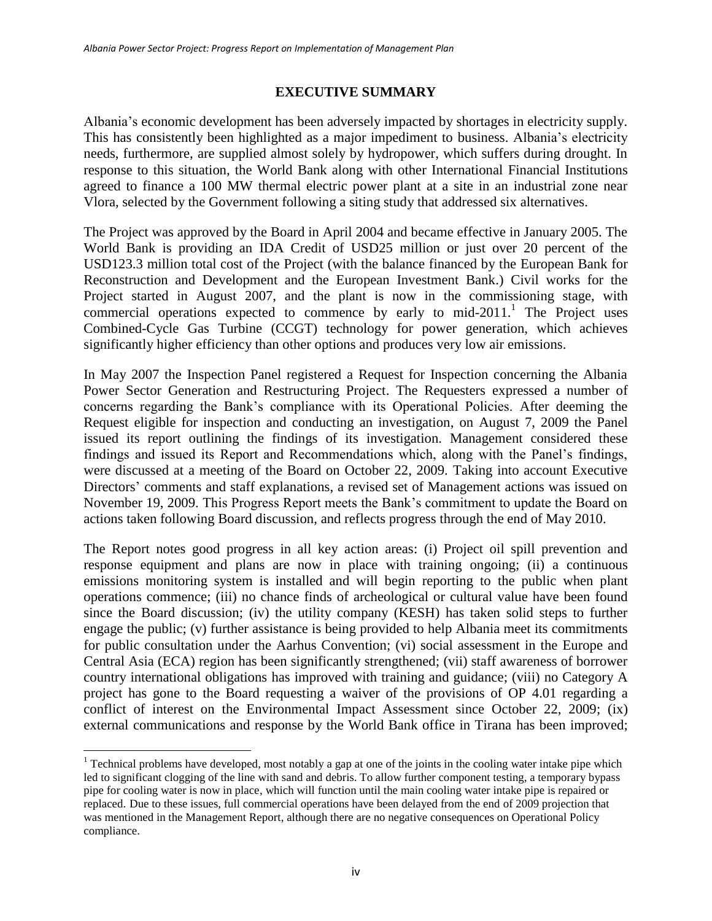## EXECUTIVE SUMMARY

Albania's economic development has been adversely impacted by shortages in electricity supply. This has consistently been highlighted as a major impediment to business. Albania's electricity needs, furthermore, are supplied almost solely by hydropower, which suffers during drought. In response to this situation, the World Bank along with other International Financial Institutions agreed to finance a 100 MW thermal electric power plant at a site in an industrial zone near Vlora, selected by the Government following a siting study that addressed six alternatives.

The Project was approved by the Board in April 2004 and became effective in January 2005. The World Bank is providing an IDA Credit of USD25 million or just over 20 percent of the USD123.3 million total cost of the Project (with the balance financed by the European Bank for Reconstruction and Development and the European Investment Bank.) Civil works for the Project started in August 2007, and the plant is now in the commissioning stage, with commercial operations expected to commence by early to mid-2011.[1] The Project uses Combined-Cycle Gas Turbine (CCGT) technology for power generation, which achieves significantly higher efficiency than other options and produces very low air emissions.

In May 2007 the Inspection Panel registered a Request for Inspection concerning the Albania Power Sector Generation and Restructuring Project. The Requesters expressed a number of concerns regarding the Bank's compliance with its Operational Policies. After deeming the Request eligible for inspection and conducting an investigation, on August 7, 2009 the Panel issued its report outlining the findings of its investigation. Management considered these findings and issued its Report and Recommendations which, along with the Panel's findings, were discussed at a meeting of the Board on October 22, 2009. Taking into account Executive Directors' comments and staff explanations, a revised set of Management actions was issued on November 19, 2009. This Progress Report meets the Bank's commitment to update the Board on actions taken following Board discussion, and reflects progress through the end of May 2010.

The Report notes good progress in all key action areas: (i) Project oil spill prevention and response equipment and plans are now in place with training ongoing; (ii) a continuous emissions monitoring system is installed and will begin reporting to the public when plant operations commence; (iii) no chance finds of archeological or cultural value have been found since the Board discussion; (iv) the utility company (KESH) has taken solid steps to further engage the public; (v) further assistance is being provided to help Albania meet its commitments for public consultation under the Aarhus Convention; (vi) social assessment in the Europe and Central Asia (ECA) region has been significantly strengthened; (vii) staff awareness of borrower country international obligations has improved with training and guidance; (viii) no Category A project has gone to the Board requesting a waiver of the provisions of OP 4.01 regarding a conflict of interest on the Environmental Impact Assessment since October 22, 2009; (ix) external communications and response by the World Bank office in Tirana has been improved;

[1] Technical problems have developed, most notably a gap at one of the joints in the cooling water intake pipe which led to significant clogging of the line with sand and debris. To allow further component testing, a temporary bypass pipe for cooling water is now in place, which will function until the main cooling water intake pipe is repaired or replaced. Due to these issues, full commercial operations have been delayed from the end of 2009 projection that was mentioned in the Management Report, although there are no negative consequences on Operational Policy compliance.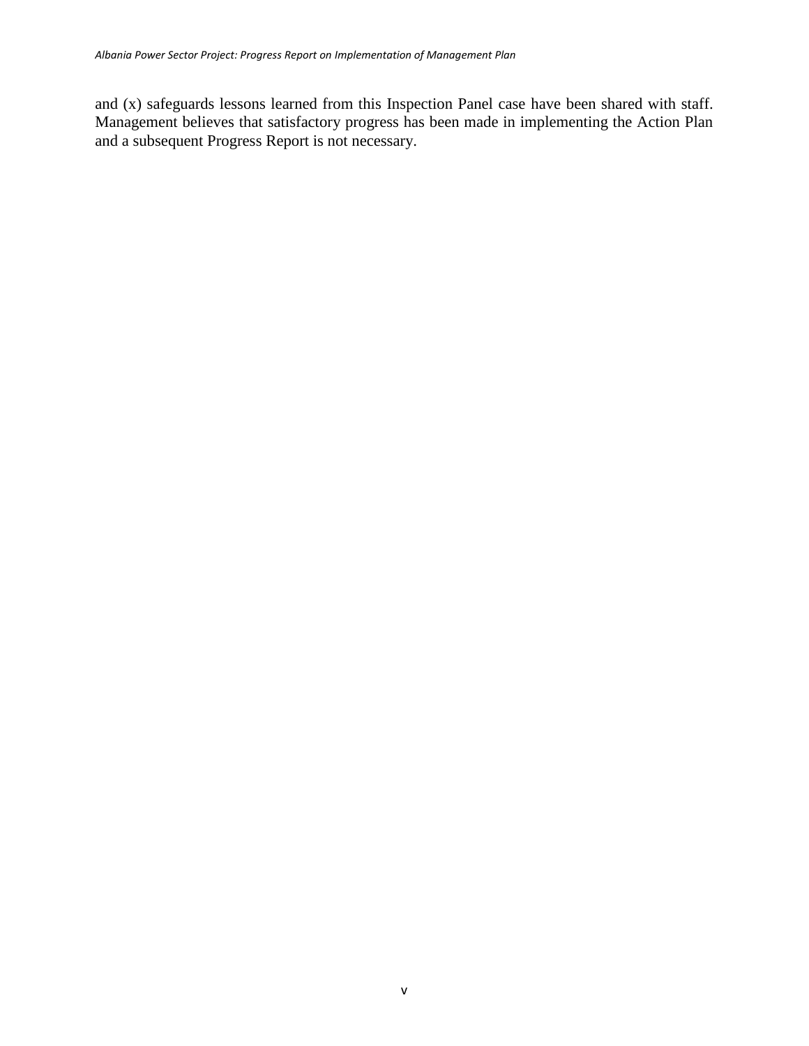and (x) safeguards lessons learned from this Inspection Panel case have been shared with staff. Management believes that satisfactory progress has been made in implementing the Action Plan and a subsequent Progress Report is not necessary.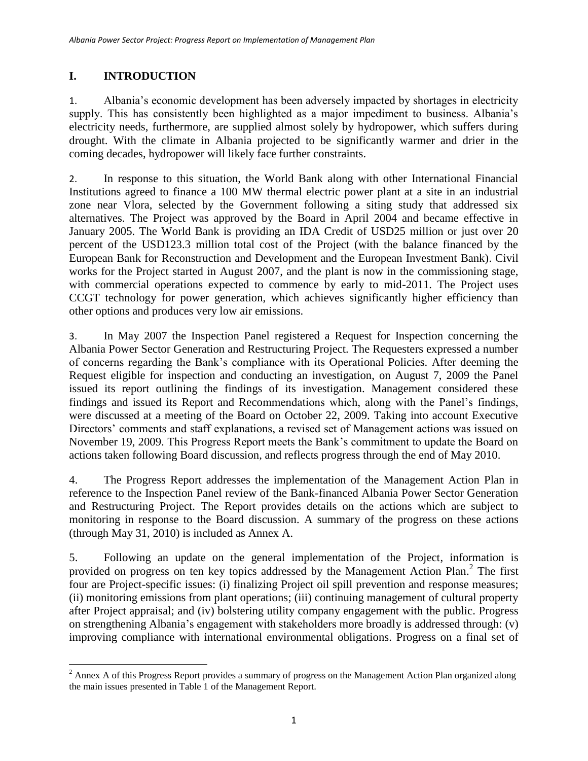# I. INTRODUCTION

1. Albania's economic development has been adversely impacted by shortages in electricity supply. This has consistently been highlighted as a major impediment to business. Albania's electricity needs, furthermore, are supplied almost solely by hydropower, which suffers during drought. With the climate in Albania projected to be significantly warmer and drier in the coming decades, hydropower will likely face further constraints.

2. In response to this situation, the World Bank along with other International Financial Institutions agreed to finance a 100 MW thermal electric power plant at a site in an industrial zone near Vlora, selected by the Government following a siting study that addressed six alternatives. The Project was approved by the Board in April 2004 and became effective in January 2005. The World Bank is providing an IDA Credit of USD25 million or just over 20 percent of the USD123.3 million total cost of the Project (with the balance financed by the European Bank for Reconstruction and Development and the European Investment Bank). Civil works for the Project started in August 2007, and the plant is now in the commissioning stage, with commercial operations expected to commence by early to mid-2011. The Project uses CCGT technology for power generation, which achieves significantly higher efficiency than other options and produces very low air emissions.

3. In May 2007 the Inspection Panel registered a Request for Inspection concerning the Albania Power Sector Generation and Restructuring Project. The Requesters expressed a number of concerns regarding the Bank's compliance with its Operational Policies. After deeming the Request eligible for inspection and conducting an investigation, on August 7, 2009 the Panel issued its report outlining the findings of its investigation. Management considered these findings and issued its Report and Recommendations which, along with the Panel's findings, were discussed at a meeting of the Board on October 22, 2009. Taking into account Executive Directors' comments and staff explanations, a revised set of Management actions was issued on November 19, 2009. This Progress Report meets the Bank's commitment to update the Board on actions taken following Board discussion, and reflects progress through the end of May 2010.

4. The Progress Report addresses the implementation of the Management Action Plan in reference to the Inspection Panel review of the Bank-financed Albania Power Sector Generation and Restructuring Project. The Report provides details on the actions which are subject to monitoring in response to the Board discussion. A summary of the progress on these actions (through May 31, 2010) is included as Annex A.

5. Following an update on the general implementation of the Project, information is provided on progress on ten key topics addressed by the Management Action Plan.[2] The first four are Project-specific issues: (i) finalizing Project oil spill prevention and response measures; (ii) monitoring emissions from plant operations; (iii) continuing management of cultural property after Project appraisal; and (iv) bolstering utility company engagement with the public. Progress on strengthening Albania's engagement with stakeholders more broadly is addressed through: (v) improving compliance with international environmental obligations. Progress on a final set of

[2] Annex A of this Progress Report provides a summary of progress on the Management Action Plan organized along the main issues presented in Table 1 of the Management Report.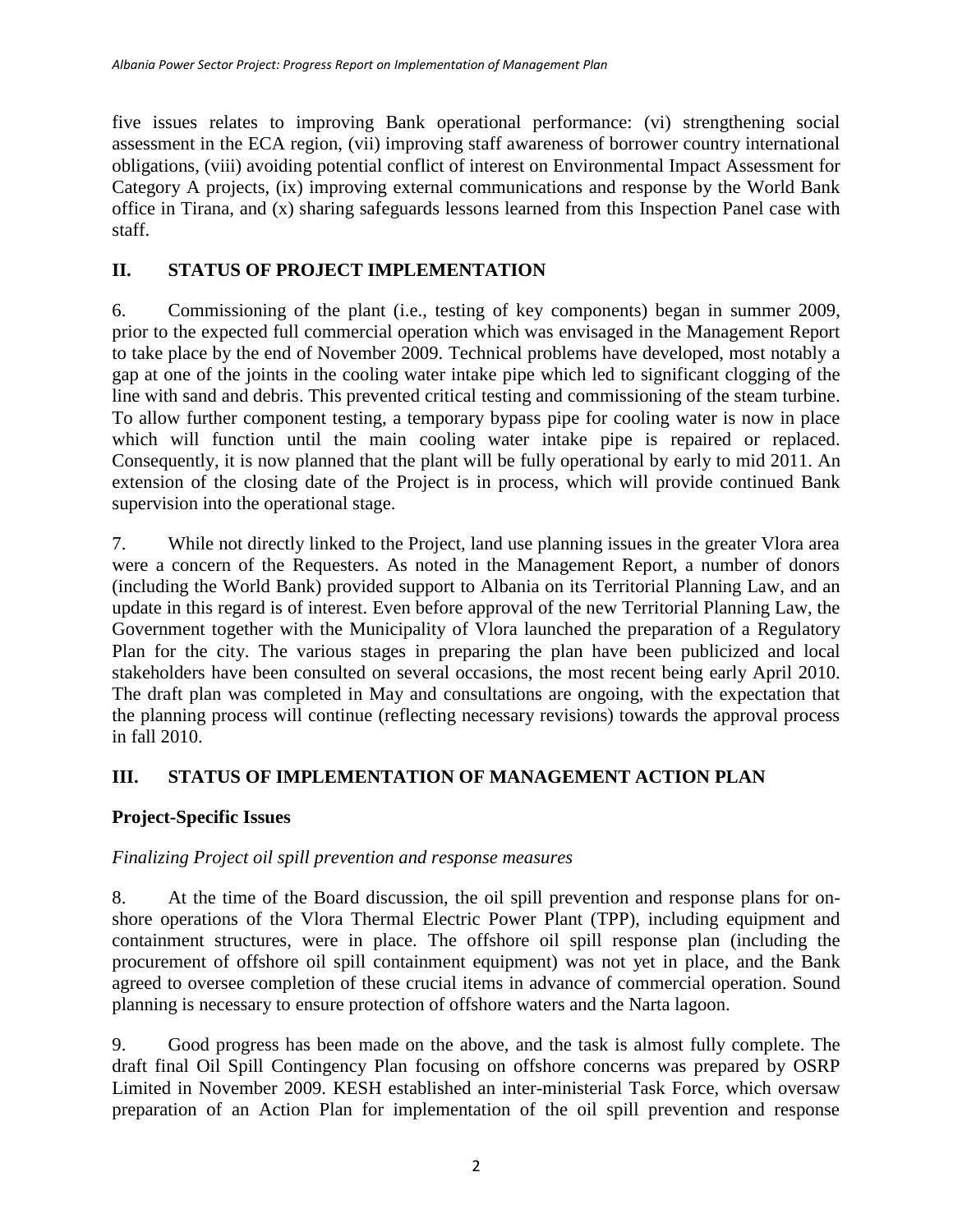five issues relates to improving Bank operational performance: (vi) strengthening social assessment in the ECA region, (vii) improving staff awareness of borrower country international obligations, (viii) avoiding potential conflict of interest on Environmental Impact Assessment for Category A projects, (ix) improving external communications and response by the World Bank office in Tirana, and (x) sharing safeguards lessons learned from this Inspection Panel case with staff.

## II. STATUS OF PROJECT IMPLEMENTATION

6. Commissioning of the plant (i.e., testing of key components) began in summer 2009, prior to the expected full commercial operation which was envisaged in the Management Report to take place by the end of November 2009. Technical problems have developed, most notably a gap at one of the joints in the cooling water intake pipe which led to significant clogging of the line with sand and debris. This prevented critical testing and commissioning of the steam turbine. To allow further component testing, a temporary bypass pipe for cooling water is now in place which will function until the main cooling water intake pipe is repaired or replaced. Consequently, it is now planned that the plant will be fully operational by early to mid 2011. An extension of the closing date of the Project is in process, which will provide continued Bank supervision into the operational stage.

7. While not directly linked to the Project, land use planning issues in the greater Vlora area were a concern of the Requesters. As noted in the Management Report, a number of donors (including the World Bank) provided support to Albania on its Territorial Planning Law, and an update in this regard is of interest. Even before approval of the new Territorial Planning Law, the Government together with the Municipality of Vlora launched the preparation of a Regulatory Plan for the city. The various stages in preparing the plan have been publicized and local stakeholders have been consulted on several occasions, the most recent being early April 2010. The draft plan was completed in May and consultations are ongoing, with the expectation that the planning process will continue (reflecting necessary revisions) towards the approval process in fall 2010.

## III. STATUS OF IMPLEMENTATION OF MANAGEMENT ACTION PLAN

### Project-Specific Issues

*Finalizing Project oil spill prevention and response measures*

8. At the time of the Board discussion, the oil spill prevention and response plans for on-shore operations of the Vlora Thermal Electric Power Plant (TPP), including equipment and containment structures, were in place. The offshore oil spill response plan (including the procurement of offshore oil spill containment equipment) was not yet in place, and the Bank agreed to oversee completion of these crucial items in advance of commercial operation. Sound planning is necessary to ensure protection of offshore waters and the Narta lagoon.

9. Good progress has been made on the above, and the task is almost fully complete. The draft final Oil Spill Contingency Plan focusing on offshore concerns was prepared by OSRP Limited in November 2009. KESH established an inter-ministerial Task Force, which oversaw preparation of an Action Plan for implementation of the oil spill prevention and response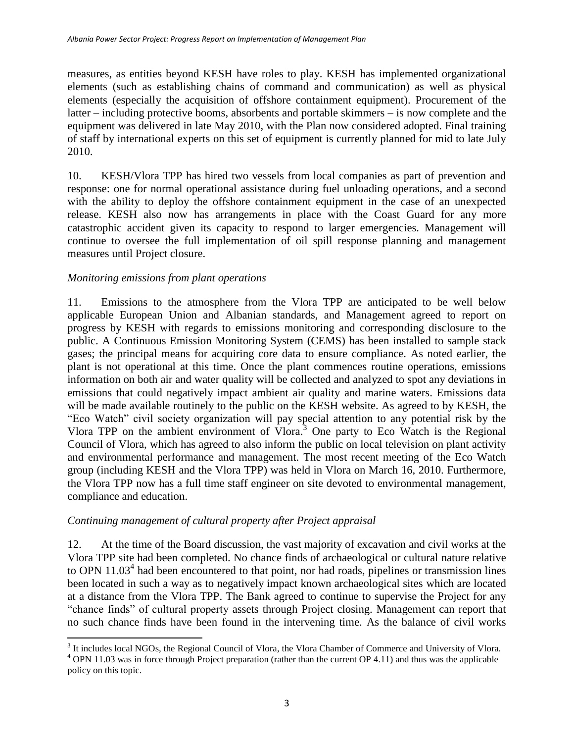measures, as entities beyond KESH have roles to play. KESH has implemented organizational elements (such as establishing chains of command and communication) as well as physical elements (especially the acquisition of offshore containment equipment). Procurement of the latter – including protective booms, absorbents and portable skimmers – is now complete and the equipment was delivered in late May 2010, with the Plan now considered adopted. Final training of staff by international experts on this set of equipment is currently planned for mid to late July 2010.

10. KESH/Vlora TPP has hired two vessels from local companies as part of prevention and response: one for normal operational assistance during fuel unloading operations, and a second with the ability to deploy the offshore containment equipment in the case of an unexpected release. KESH also now has arrangements in place with the Coast Guard for any more catastrophic accident given its capacity to respond to larger emergencies. Management will continue to oversee the full implementation of oil spill response planning and management measures until Project closure.

*Monitoring emissions from plant operations*

11. Emissions to the atmosphere from the Vlora TPP are anticipated to be well below applicable European Union and Albanian standards, and Management agreed to report on progress by KESH with regards to emissions monitoring and corresponding disclosure to the public. A Continuous Emission Monitoring System (CEMS) has been installed to sample stack gases; the principal means for acquiring core data to ensure compliance. As noted earlier, the plant is not operational at this time. Once the plant commences routine operations, emissions information on both air and water quality will be collected and analyzed to spot any deviations in emissions that could negatively impact ambient air quality and marine waters. Emissions data will be made available routinely to the public on the KESH website. As agreed to by KESH, the "Eco Watch" civil society organization will pay special attention to any potential risk by the Vlora TPP on the ambient environment of Vlora.[3] One party to Eco Watch is the Regional Council of Vlora, which has agreed to also inform the public on local television on plant activity and environmental performance and management. The most recent meeting of the Eco Watch group (including KESH and the Vlora TPP) was held in Vlora on March 16, 2010. Furthermore, the Vlora TPP now has a full time staff engineer on site devoted to environmental management, compliance and education.

*Continuing management of cultural property after Project appraisal*

12. At the time of the Board discussion, the vast majority of excavation and civil works at the Vlora TPP site had been completed. No chance finds of archaeological or cultural nature relative to OPN 11.03[4] had been encountered to that point, nor had roads, pipelines or transmission lines been located in such a way as to negatively impact known archaeological sites which are located at a distance from the Vlora TPP. The Bank agreed to continue to supervise the Project for any "chance finds" of cultural property assets through Project closing. Management can report that no such chance finds have been found in the intervening time. As the balance of civil works

[3] It includes local NGOs, the Regional Council of Vlora, the Vlora Chamber of Commerce and University of Vlora.

[4] OPN 11.03 was in force through Project preparation (rather than the current OP 4.11) and thus was the applicable policy on this topic.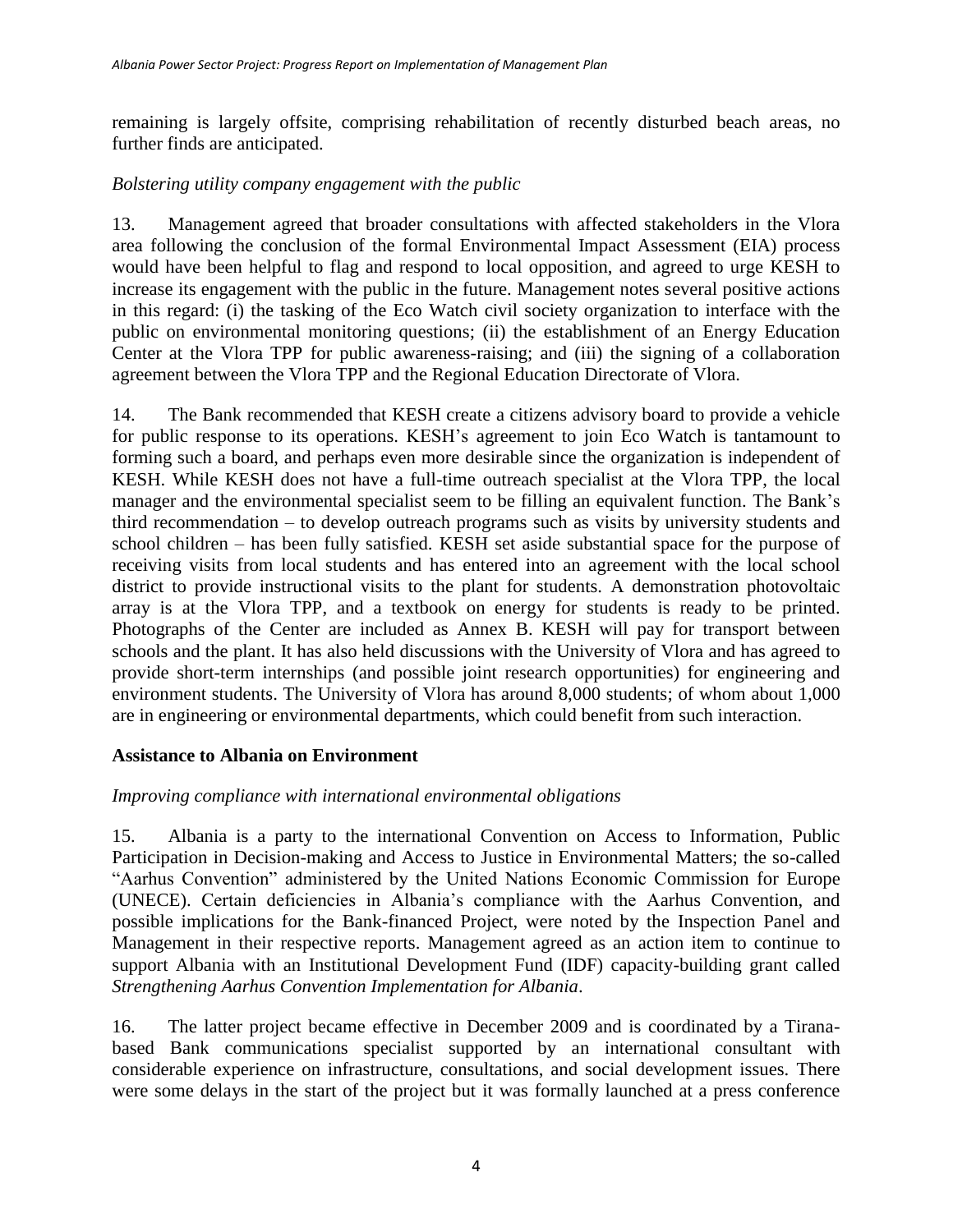remaining is largely offsite, comprising rehabilitation of recently disturbed beach areas, no further finds are anticipated.

*Bolstering utility company engagement with the public*

13. Management agreed that broader consultations with affected stakeholders in the Vlora area following the conclusion of the formal Environmental Impact Assessment (EIA) process would have been helpful to flag and respond to local opposition, and agreed to urge KESH to increase its engagement with the public in the future. Management notes several positive actions in this regard: (i) the tasking of the Eco Watch civil society organization to interface with the public on environmental monitoring questions; (ii) the establishment of an Energy Education Center at the Vlora TPP for public awareness-raising; and (iii) the signing of a collaboration agreement between the Vlora TPP and the Regional Education Directorate of Vlora.

14. The Bank recommended that KESH create a citizens advisory board to provide a vehicle for public response to its operations. KESH's agreement to join Eco Watch is tantamount to forming such a board, and perhaps even more desirable since the organization is independent of KESH. While KESH does not have a full-time outreach specialist at the Vlora TPP, the local manager and the environmental specialist seem to be filling an equivalent function. The Bank's third recommendation – to develop outreach programs such as visits by university students and school children – has been fully satisfied. KESH set aside substantial space for the purpose of receiving visits from local students and has entered into an agreement with the local school district to provide instructional visits to the plant for students. A demonstration photovoltaic array is at the Vlora TPP, and a textbook on energy for students is ready to be printed. Photographs of the Center are included as Annex B. KESH will pay for transport between schools and the plant. It has also held discussions with the University of Vlora and has agreed to provide short-term internships (and possible joint research opportunities) for engineering and environment students. The University of Vlora has around 8,000 students; of whom about 1,000 are in engineering or environmental departments, which could benefit from such interaction.

**Assistance to Albania on Environment**

*Improving compliance with international environmental obligations*

15. Albania is a party to the international Convention on Access to Information, Public Participation in Decision-making and Access to Justice in Environmental Matters; the so-called "Aarhus Convention" administered by the United Nations Economic Commission for Europe (UNECE). Certain deficiencies in Albania's compliance with the Aarhus Convention, and possible implications for the Bank-financed Project, were noted by the Inspection Panel and Management in their respective reports. Management agreed as an action item to continue to support Albania with an Institutional Development Fund (IDF) capacity-building grant called *Strengthening Aarhus Convention Implementation for Albania*.

16. The latter project became effective in December 2009 and is coordinated by a Tirana-based Bank communications specialist supported by an international consultant with considerable experience on infrastructure, consultations, and social development issues. There were some delays in the start of the project but it was formally launched at a press conference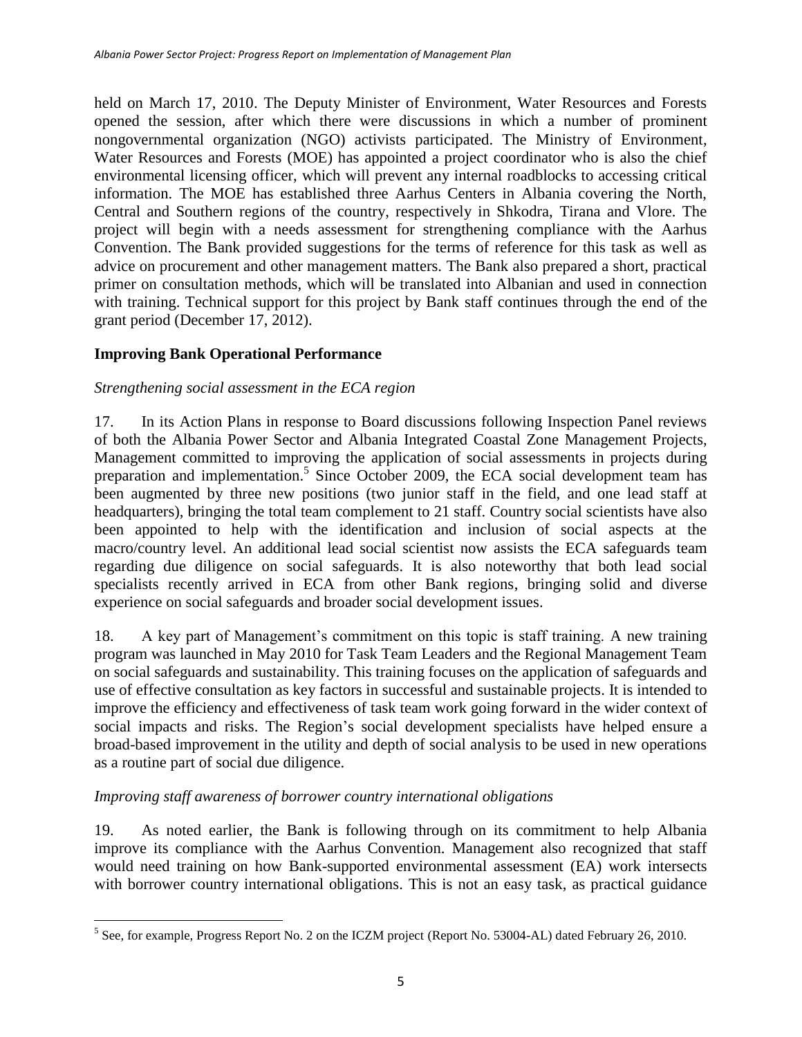held on March 17, 2010. The Deputy Minister of Environment, Water Resources and Forests opened the session, after which there were discussions in which a number of prominent nongovernmental organization (NGO) activists participated. The Ministry of Environment, Water Resources and Forests (MOE) has appointed a project coordinator who is also the chief environmental licensing officer, which will prevent any internal roadblocks to accessing critical information. The MOE has established three Aarhus Centers in Albania covering the North, Central and Southern regions of the country, respectively in Shkodra, Tirana and Vlore. The project will begin with a needs assessment for strengthening compliance with the Aarhus Convention. The Bank provided suggestions for the terms of reference for this task as well as advice on procurement and other management matters. The Bank also prepared a short, practical primer on consultation methods, which will be translated into Albanian and used in connection with training. Technical support for this project by Bank staff continues through the end of the grant period (December 17, 2012).

## Improving Bank Operational Performance

*Strengthening social assessment in the ECA region*

17. In its Action Plans in response to Board discussions following Inspection Panel reviews of both the Albania Power Sector and Albania Integrated Coastal Zone Management Projects, Management committed to improving the application of social assessments in projects during preparation and implementation.[5] Since October 2009, the ECA social development team has been augmented by three new positions (two junior staff in the field, and one lead staff at headquarters), bringing the total team complement to 21 staff. Country social scientists have also been appointed to help with the identification and inclusion of social aspects at the macro/country level. An additional lead social scientist now assists the ECA safeguards team regarding due diligence on social safeguards. It is also noteworthy that both lead social specialists recently arrived in ECA from other Bank regions, bringing solid and diverse experience on social safeguards and broader social development issues.

18. A key part of Management's commitment on this topic is staff training. A new training program was launched in May 2010 for Task Team Leaders and the Regional Management Team on social safeguards and sustainability. This training focuses on the application of safeguards and use of effective consultation as key factors in successful and sustainable projects. It is intended to improve the efficiency and effectiveness of task team work going forward in the wider context of social impacts and risks. The Region's social development specialists have helped ensure a broad-based improvement in the utility and depth of social analysis to be used in new operations as a routine part of social due diligence.

*Improving staff awareness of borrower country international obligations*

19. As noted earlier, the Bank is following through on its commitment to help Albania improve its compliance with the Aarhus Convention. Management also recognized that staff would need training on how Bank-supported environmental assessment (EA) work intersects with borrower country international obligations. This is not an easy task, as practical guidance

[5] See, for example, Progress Report No. 2 on the ICZM project (Report No. 53004-AL) dated February 26, 2010.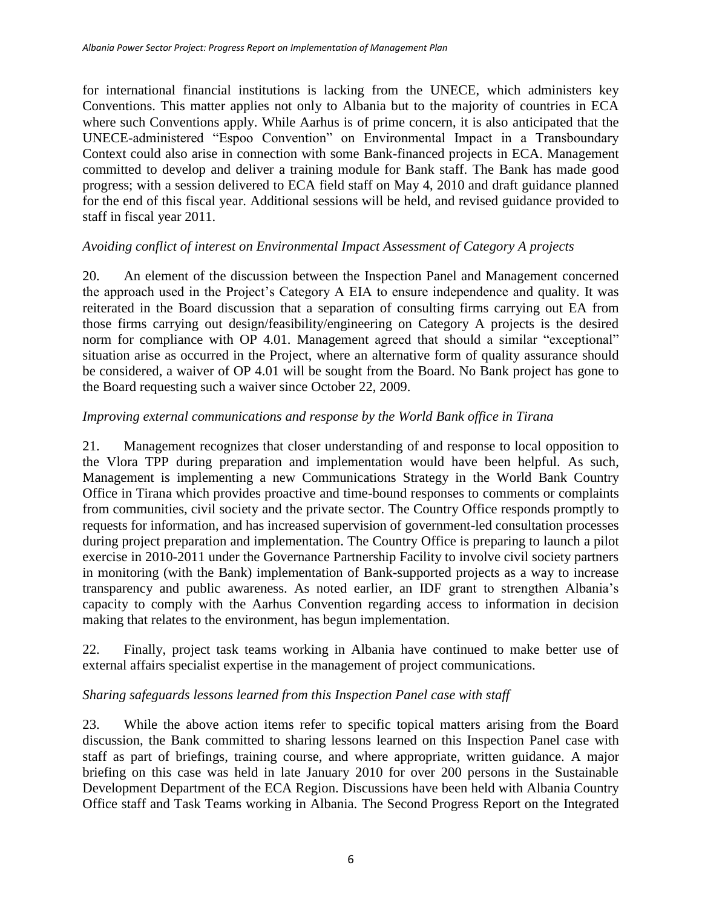for international financial institutions is lacking from the UNECE, which administers key Conventions. This matter applies not only to Albania but to the majority of countries in ECA where such Conventions apply. While Aarhus is of prime concern, it is also anticipated that the UNECE-administered "Espoo Convention" on Environmental Impact in a Transboundary Context could also arise in connection with some Bank-financed projects in ECA. Management committed to develop and deliver a training module for Bank staff. The Bank has made good progress; with a session delivered to ECA field staff on May 4, 2010 and draft guidance planned for the end of this fiscal year. Additional sessions will be held, and revised guidance provided to staff in fiscal year 2011.

*Avoiding conflict of interest on Environmental Impact Assessment of Category A projects*

20. An element of the discussion between the Inspection Panel and Management concerned the approach used in the Project's Category A EIA to ensure independence and quality. It was reiterated in the Board discussion that a separation of consulting firms carrying out EA from those firms carrying out design/feasibility/engineering on Category A projects is the desired norm for compliance with OP 4.01. Management agreed that should a similar "exceptional" situation arise as occurred in the Project, where an alternative form of quality assurance should be considered, a waiver of OP 4.01 will be sought from the Board. No Bank project has gone to the Board requesting such a waiver since October 22, 2009.

*Improving external communications and response by the World Bank office in Tirana*

21. Management recognizes that closer understanding of and response to local opposition to the Vlora TPP during preparation and implementation would have been helpful. As such, Management is implementing a new Communications Strategy in the World Bank Country Office in Tirana which provides proactive and time-bound responses to comments or complaints from communities, civil society and the private sector. The Country Office responds promptly to requests for information, and has increased supervision of government-led consultation processes during project preparation and implementation. The Country Office is preparing to launch a pilot exercise in 2010-2011 under the Governance Partnership Facility to involve civil society partners in monitoring (with the Bank) implementation of Bank-supported projects as a way to increase transparency and public awareness. As noted earlier, an IDF grant to strengthen Albania's capacity to comply with the Aarhus Convention regarding access to information in decision making that relates to the environment, has begun implementation.

22. Finally, project task teams working in Albania have continued to make better use of external affairs specialist expertise in the management of project communications.

*Sharing safeguards lessons learned from this Inspection Panel case with staff*

23. While the above action items refer to specific topical matters arising from the Board discussion, the Bank committed to sharing lessons learned on this Inspection Panel case with staff as part of briefings, training course, and where appropriate, written guidance. A major briefing on this case was held in late January 2010 for over 200 persons in the Sustainable Development Department of the ECA Region. Discussions have been held with Albania Country Office staff and Task Teams working in Albania. The Second Progress Report on the Integrated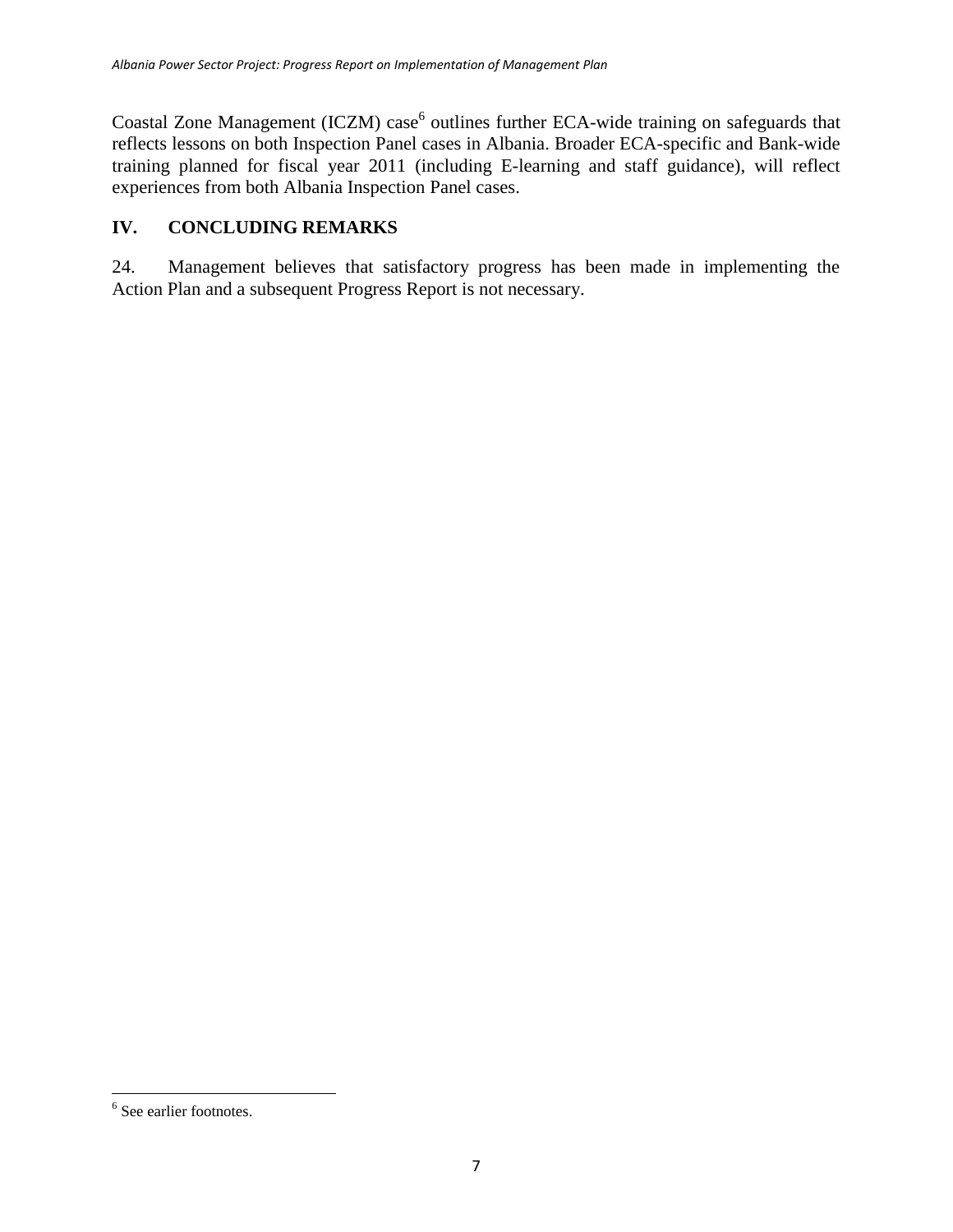Coastal Zone Management (ICZM) case[6] outlines further ECA-wide training on safeguards that reflects lessons on both Inspection Panel cases in Albania. Broader ECA-specific and Bank-wide training planned for fiscal year 2011 (including E-learning and staff guidance), will reflect experiences from both Albania Inspection Panel cases.

## IV. CONCLUDING REMARKS

24. Management believes that satisfactory progress has been made in implementing the Action Plan and a subsequent Progress Report is not necessary.

---

[6] See earlier footnotes.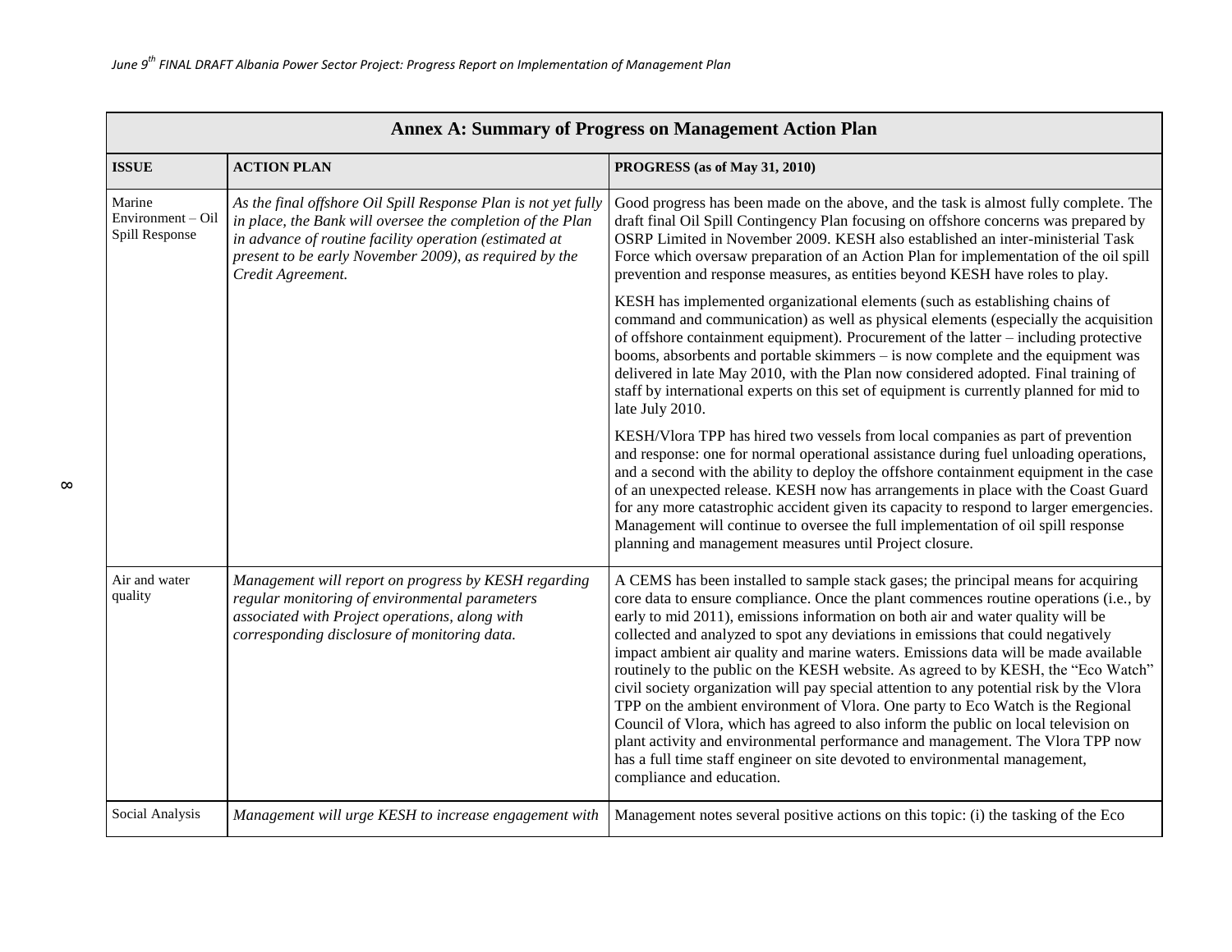| Annex A: Summary of Progress on Management Action Plan | | |
|---|---|---|
| **ISSUE** | **ACTION PLAN** | **PROGRESS (as of May 31, 2010)** |
| Marine Environment – Oil Spill Response | *As the final offshore Oil Spill Response Plan is not yet fully in place, the Bank will oversee the completion of the Plan in advance of routine facility operation (estimated at present to be early November 2009), as required by the Credit Agreement.* | Good progress has been made on the above, and the task is almost fully complete. The draft final Oil Spill Contingency Plan focusing on offshore concerns was prepared by OSRP Limited in November 2009. KESH also established an inter-ministerial Task Force which oversaw preparation of an Action Plan for implementation of the oil spill prevention and response measures, as entities beyond KESH have roles to play.<br><br>KESH has implemented organizational elements (such as establishing chains of command and communication) as well as physical elements (especially the acquisition of offshore containment equipment). Procurement of the latter – including protective booms, absorbents and portable skimmers – is now complete and the equipment was delivered in late May 2010, with the Plan now considered adopted. Final training of staff by international experts on this set of equipment is currently planned for mid to late July 2010.<br><br>KESH/Vlora TPP has hired two vessels from local companies as part of prevention and response: one for normal operational assistance during fuel unloading operations, and a second with the ability to deploy the offshore containment equipment in the case of an unexpected release. KESH now has arrangements in place with the Coast Guard for any more catastrophic accident given its capacity to respond to larger emergencies. Management will continue to oversee the full implementation of oil spill response planning and management measures until Project closure. |
| Air and water quality | *Management will report on progress by KESH regarding regular monitoring of environmental parameters associated with Project operations, along with corresponding disclosure of monitoring data.* | A CEMS has been installed to sample stack gases; the principal means for acquiring core data to ensure compliance. Once the plant commences routine operations (i.e., by early to mid 2011), emissions information on both air and water quality will be collected and analyzed to spot any deviations in emissions that could negatively impact ambient air quality and marine waters. Emissions data will be made available routinely to the public on the KESH website. As agreed to by KESH, the "Eco Watch" civil society organization will pay special attention to any potential risk by the Vlora TPP on the ambient environment of Vlora. One party to Eco Watch is the Regional Council of Vlora, which has agreed to also inform the public on local television on plant activity and environmental performance and management. The Vlora TPP now has a full time staff engineer on site devoted to environmental management, compliance and education. |
| Social Analysis | *Management will urge KESH to increase engagement with* | Management notes several positive actions on this topic: (i) the tasking of the Eco |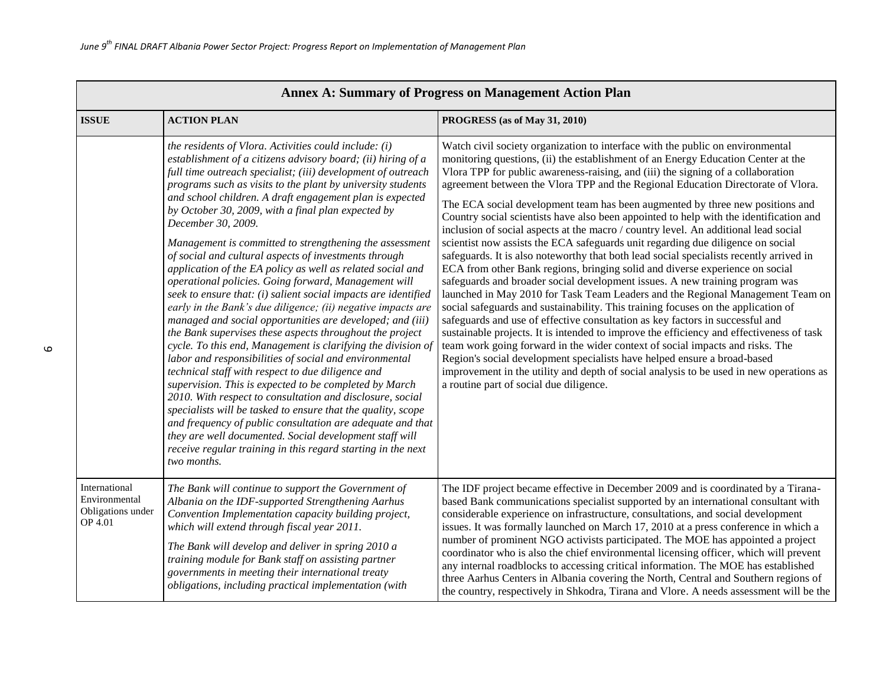| **Annex A: Summary of Progress on Management Action Plan** | | |
|---|---|---|
| **ISSUE** | **ACTION PLAN** | **PROGRESS (as of May 31, 2010)** |
| | *the residents of Vlora. Activities could include: (i) establishment of a citizens advisory board; (ii) hiring of a full time outreach specialist; (iii) development of outreach programs such as visits to the plant by university students and school children. A draft engagement plan is expected by October 30, 2009, with a final plan expected by December 30, 2009.*<br><br>*Management is committed to strengthening the assessment of social and cultural aspects of investments through application of the EA policy as well as related social and operational policies. Going forward, Management will seek to ensure that: (i) salient social impacts are identified early in the Bank's due diligence; (ii) negative impacts are managed and social opportunities are developed; and (iii) the Bank supervises these aspects throughout the project cycle. To this end, Management is clarifying the division of labor and responsibilities of social and environmental technical staff with respect to due diligence and supervision. This is expected to be completed by March 2010. With respect to consultation and disclosure, social specialists will be tasked to ensure that the quality, scope and frequency of public consultation are adequate and that they are well documented. Social development staff will receive regular training in this regard starting in the next two months.* | Watch civil society organization to interface with the public on environmental monitoring questions, (ii) the establishment of an Energy Education Center at the Vlora TPP for public awareness-raising, and (iii) the signing of a collaboration agreement between the Vlora TPP and the Regional Education Directorate of Vlora.<br><br>The ECA social development team has been augmented by three new positions and Country social scientists have also been appointed to help with the identification and inclusion of social aspects at the macro / country level. An additional lead social scientist now assists the ECA safeguards unit regarding due diligence on social safeguards. It is also noteworthy that both lead social specialists recently arrived in ECA from other Bank regions, bringing solid and diverse experience on social safeguards and broader social development issues. A new training program was launched in May 2010 for Task Team Leaders and the Regional Management Team on social safeguards and sustainability. This training focuses on the application of safeguards and use of effective consultation as key factors in successful and sustainable projects. It is intended to improve the efficiency and effectiveness of task team work going forward in the wider context of social impacts and risks. The Region's social development specialists have helped ensure a broad-based improvement in the utility and depth of social analysis to be used in new operations as a routine part of social due diligence. |
| International Environmental Obligations under OP 4.01 | *The Bank will continue to support the Government of Albania on the IDF-supported Strengthening Aarhus Convention Implementation capacity building project, which will extend through fiscal year 2011.*<br><br>*The Bank will develop and deliver in spring 2010 a training module for Bank staff on assisting partner governments in meeting their international treaty obligations, including practical implementation (with* | The IDF project became effective in December 2009 and is coordinated by a Tirana-based Bank communications specialist supported by an international consultant with considerable experience on infrastructure, consultations, and social development issues. It was formally launched on March 17, 2010 at a press conference in which a number of prominent NGO activists participated. The MOE has appointed a project coordinator who is also the chief environmental licensing officer, which will prevent any internal roadblocks to accessing critical information. The MOE has established three Aarhus Centers in Albania covering the North, Central and Southern regions of the country, respectively in Shkodra, Tirana and Vlore. A needs assessment will be the |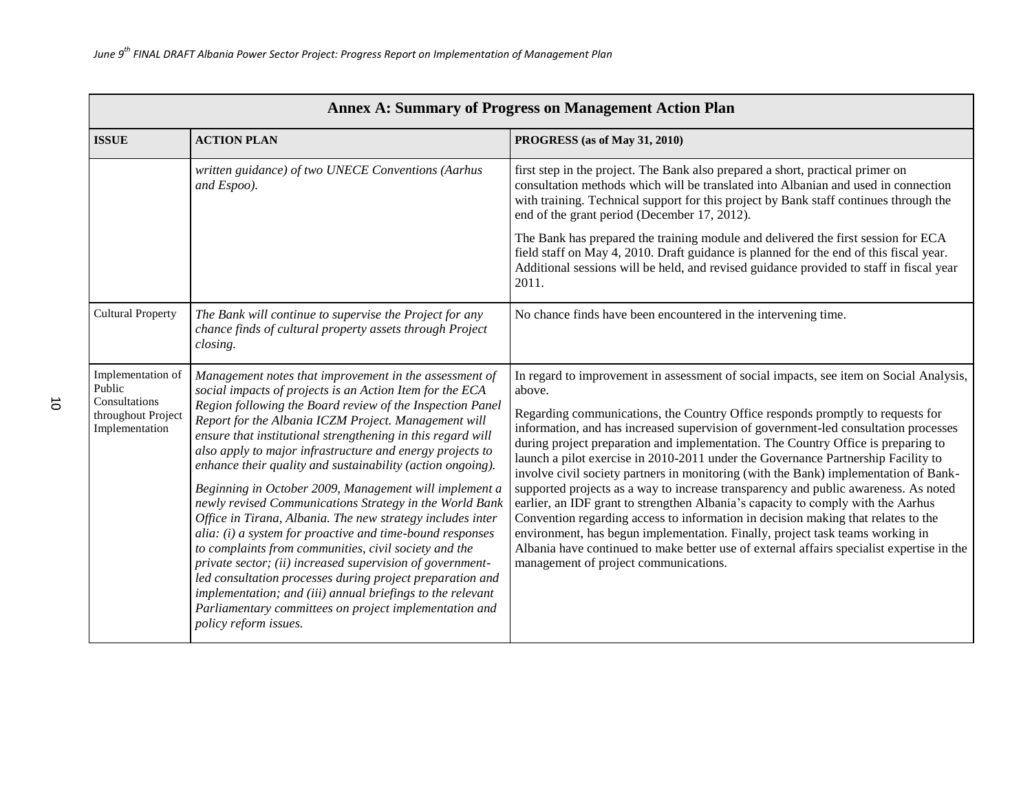| Annex A: Summary of Progress on Management Action Plan | | |
|---|---|---|
| **ISSUE** | **ACTION PLAN** | **PROGRESS (as of May 31, 2010)** |
| | *written guidance) of two UNECE Conventions (Aarhus and Espoo).* | first step in the project. The Bank also prepared a short, practical primer on consultation methods which will be translated into Albanian and used in connection with training. Technical support for this project by Bank staff continues through the end of the grant period (December 17, 2012).<br><br>The Bank has prepared the training module and delivered the first session for ECA field staff on May 4, 2010. Draft guidance is planned for the end of this fiscal year. Additional sessions will be held, and revised guidance provided to staff in fiscal year 2011. |
| Cultural Property | *The Bank will continue to supervise the Project for any chance finds of cultural property assets through Project closing.* | No chance finds have been encountered in the intervening time. |
| Implementation of Public Consultations throughout Project Implementation | *Management notes that improvement in the assessment of social impacts of projects is an Action Item for the ECA Region following the Board review of the Inspection Panel Report for the Albania ICZM Project. Management will ensure that institutional strengthening in this regard will also apply to major infrastructure and energy projects to enhance their quality and sustainability (action ongoing).*<br><br>*Beginning in October 2009, Management will implement a newly revised Communications Strategy in the World Bank Office in Tirana, Albania. The new strategy includes inter alia: (i) a system for proactive and time-bound responses to complaints from communities, civil society and the private sector; (ii) increased supervision of government-led consultation processes during project preparation and implementation; and (iii) annual briefings to the relevant Parliamentary committees on project implementation and policy reform issues.* | In regard to improvement in assessment of social impacts, see item on Social Analysis, above.<br><br>Regarding communications, the Country Office responds promptly to requests for information, and has increased supervision of government-led consultation processes during project preparation and implementation. The Country Office is preparing to launch a pilot exercise in 2010-2011 under the Governance Partnership Facility to involve civil society partners in monitoring (with the Bank) implementation of Bank-supported projects as a way to increase transparency and public awareness. As noted earlier, an IDF grant to strengthen Albania's capacity to comply with the Aarhus Convention regarding access to information in decision making that relates to the environment, has begun implementation. Finally, project task teams working in Albania have continued to make better use of external affairs specialist expertise in the management of project communications. |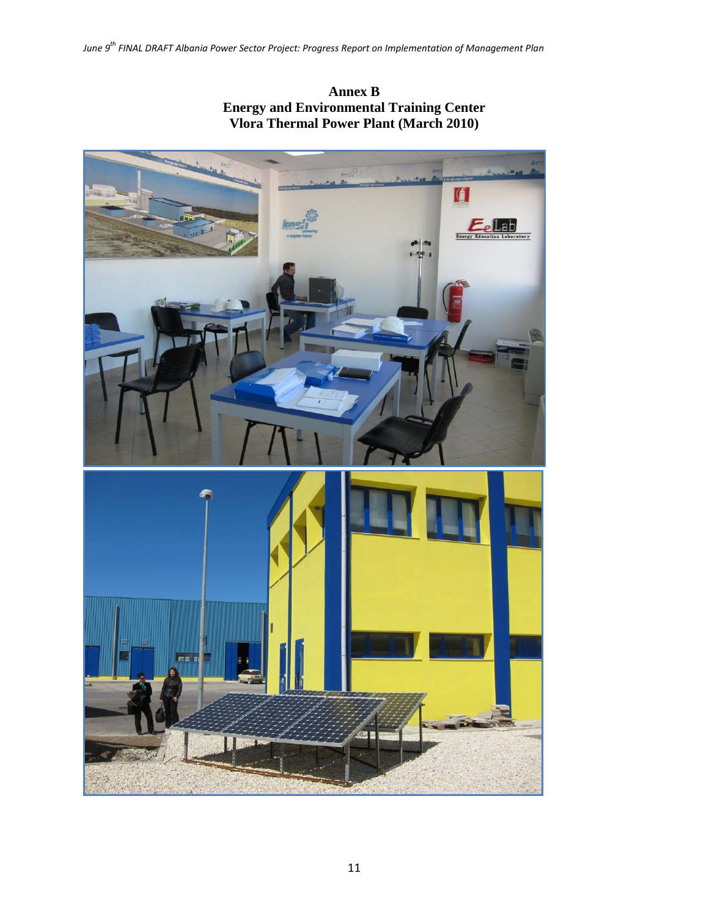**Annex B**
**Energy and Environmental Training Center**
**Vlora Thermal Power Plant (March 2010)**